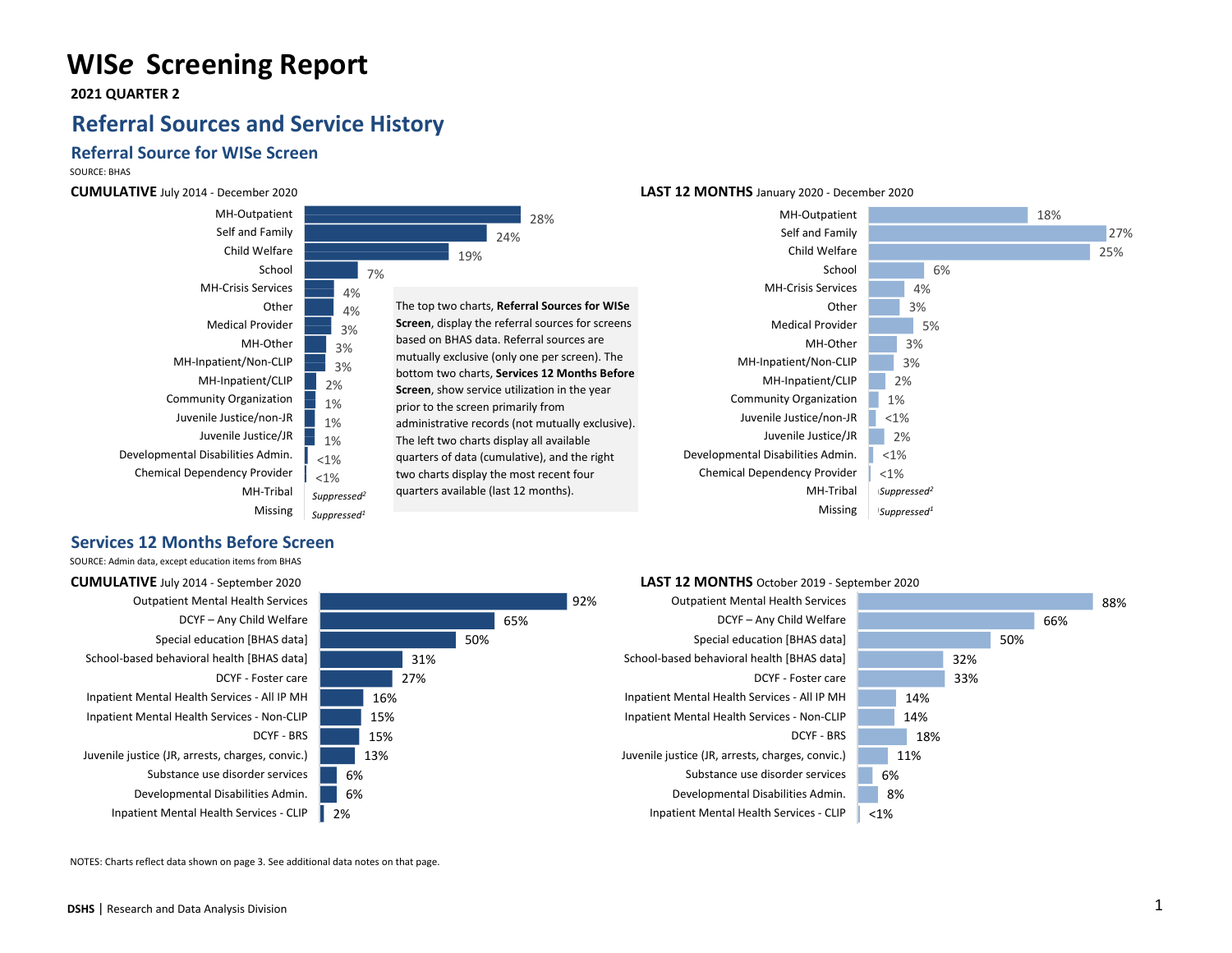# WISe Screening Report

**2021 QUARTER 2**

## Referral Sources and Service History

### Referral Source for WISe Screen

SOURCE: BHAS

**CUMULATIVE** July 2014 - December 2020 / **LAST 12 MONTHS** January 2020 - December 2020

| Referral Source | Cumulative (July 2014 - December 2020) | Last 12 Months (January 2020 - December 2020) |
|---|---|---|
| MH-Outpatient | 28% | 18% |
| Self and Family | 24% | 27% |
| Child Welfare | 19% | 25% |
| School | 7% | 6% |
| MH-Crisis Services | 4% | 4% |
| Other | 4% | 3% |
| Medical Provider | 3% | 5% |
| MH-Other | 3% | 3% |
| MH-Inpatient/Non-CLIP | 3% | 3% |
| MH-Inpatient/CLIP | 2% | 2% |
| Community Organization | 1% | 1% |
| Juvenile Justice/non-JR | 1% | <1% |
| Juvenile Justice/JR | 1% | 2% |
| Developmental Disabilities Admin. | <1% | <1% |
| Chemical Dependency Provider | <1% | <1% |
| MH-Tribal | *Suppressed*[2] | *Suppressed*[2] |
| Missing | *Suppressed*[1] | *Suppressed*[1] |

The top two charts, **Referral Sources for WISe Screen**, display the referral sources for screens based on BHAS data. Referral sources are mutually exclusive (only one per screen). The bottom two charts, **Services 12 Months Before Screen**, show service utilization in the year prior to the screen primarily from administrative records (not mutually exclusive). The left two charts display all available quarters of data (cumulative), and the right two charts display the most recent four quarters available (last 12 months).

### Services 12 Months Before Screen

SOURCE: Admin data, except education items from BHAS

**CUMULATIVE** July 2014 - September 2020 / **LAST 12 MONTHS** October 2019 - September 2020

| Service | Cumulative (July 2014 - September 2020) | Last 12 Months (October 2019 - September 2020) |
|---|---|---|
| Outpatient Mental Health Services | 92% | 88% |
| DCYF – Any Child Welfare | 65% | 66% |
| Special education [BHAS data] | 50% | 50% |
| School-based behavioral health [BHAS data] | 31% | 32% |
| DCYF - Foster care | 27% | 33% |
| Inpatient Mental Health Services - All IP MH | 16% | 14% |
| Inpatient Mental Health Services - Non-CLIP | 15% | 14% |
| DCYF - BRS | 15% | 18% |
| Juvenile justice (JR, arrests, charges, convic.) | 13% | 11% |
| Substance use disorder services | 6% | 6% |
| Developmental Disabilities Admin. | 6% | 8% |
| Inpatient Mental Health Services - CLIP | 2% | <1% |

NOTES: Charts reflect data shown on page 3. See additional data notes on that page.

**DSHS** | Research and Data Analysis Division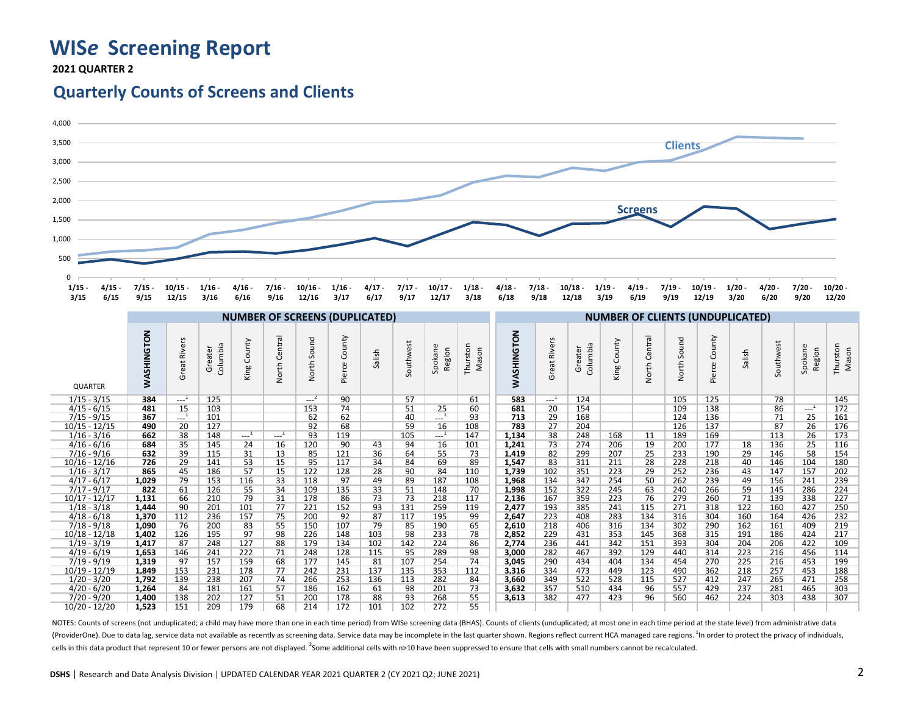# WISe Screening Report

**2021 QUARTER 2**

## Quarterly Counts of Screens and Clients

| QUARTER | NUMBER OF SCREENS (DUPLICATED) | | | | | | | | | | | NUMBER OF CLIENTS (UNDUPLICATED) | | | | | | | | | | |
|---|---|---|---|---|---|---|---|---|---|---|---|---|---|---|---|---|---|---|---|---|---|---|
| | **WASHINGTON** | Great Rivers | Greater Columbia | King County | North Central | North Sound | Pierce County | Salish | Southwest | Spokane Region | Thurston Mason | **WASHINGTON** | Great Rivers | Greater Columbia | King County | North Central | North Sound | Pierce County | Salish | Southwest | Spokane Region | Thurston Mason |
| 1/15 - 3/15 | **384** | ---[1] | 125 | | | ---[2] | 90 | | 57 | | 61 | **583** | ---[1] | 124 | | | 105 | 125 | | 78 | | 145 |
| 4/15 - 6/15 | **481** | 15 | 103 | | | 153 | 74 | | 51 | 25 | 60 | **681** | 20 | 154 | | | 109 | 138 | | 86 | ---[1] | 172 |
| 7/15 - 9/15 | **367** | ---[1] | 101 | | | 62 | 62 | | 40 | ---[1] | 93 | **713** | 29 | 168 | | | 124 | 136 | | 71 | 25 | 161 |
| 10/15 - 12/15 | **490** | 20 | 127 | | | 92 | 68 | | 59 | 16 | 108 | **783** | 27 | 204 | | | 126 | 137 | | 87 | 26 | 176 |
| 1/16 - 3/16 | **662** | 38 | 148 | ---[1] | ---[1] | 93 | 119 | | 105 | ---[1] | 147 | **1,134** | 38 | 248 | 168 | 11 | 189 | 169 | | 113 | 26 | 173 |
| 4/16 - 6/16 | **684** | 35 | 145 | 24 | 16 | 120 | 90 | 43 | 94 | 16 | 101 | **1,241** | 73 | 274 | 206 | 19 | 200 | 177 | 18 | 136 | 25 | 116 |
| 7/16 - 9/16 | **632** | 39 | 115 | 31 | 13 | 85 | 121 | 36 | 64 | 55 | 73 | **1,419** | 82 | 299 | 207 | 25 | 233 | 190 | 29 | 146 | 58 | 154 |
| 10/16 - 12/16 | **726** | 29 | 141 | 53 | 15 | 95 | 117 | 34 | 84 | 69 | 89 | **1,547** | 83 | 311 | 211 | 28 | 228 | 218 | 40 | 146 | 104 | 180 |
| 1/16 - 3/17 | **865** | 45 | 186 | 57 | 15 | 122 | 128 | 28 | 90 | 84 | 110 | **1,739** | 102 | 351 | 223 | 29 | 252 | 236 | 43 | 147 | 157 | 202 |
| 4/17 - 6/17 | **1,029** | 79 | 153 | 116 | 33 | 118 | 97 | 49 | 89 | 187 | 108 | **1,968** | 134 | 347 | 254 | 50 | 262 | 239 | 49 | 156 | 241 | 239 |
| 7/17 - 9/17 | **822** | 61 | 126 | 55 | 34 | 109 | 135 | 33 | 51 | 148 | 70 | **1,998** | 152 | 322 | 245 | 63 | 240 | 266 | 59 | 145 | 286 | 224 |
| 10/17 - 12/17 | **1,131** | 66 | 210 | 79 | 31 | 178 | 86 | 73 | 73 | 218 | 117 | **2,136** | 167 | 359 | 223 | 76 | 279 | 260 | 71 | 139 | 338 | 227 |
| 1/18 - 3/18 | **1,444** | 90 | 201 | 101 | 77 | 221 | 152 | 93 | 131 | 259 | 119 | **2,477** | 193 | 385 | 241 | 115 | 271 | 318 | 122 | 160 | 427 | 250 |
| 4/18 - 6/18 | **1,370** | 112 | 236 | 157 | 75 | 200 | 92 | 87 | 117 | 195 | 99 | **2,647** | 223 | 408 | 283 | 134 | 316 | 304 | 160 | 164 | 426 | 232 |
| 7/18 - 9/18 | **1,090** | 76 | 200 | 83 | 55 | 150 | 107 | 79 | 85 | 190 | 65 | **2,610** | 218 | 406 | 316 | 134 | 302 | 290 | 162 | 161 | 409 | 219 |
| 10/18 - 12/18 | **1,402** | 126 | 195 | 97 | 98 | 226 | 148 | 103 | 98 | 233 | 78 | **2,852** | 229 | 431 | 353 | 145 | 368 | 315 | 191 | 186 | 424 | 217 |
| 1/19 - 3/19 | **1,417** | 87 | 248 | 127 | 88 | 179 | 134 | 102 | 142 | 224 | 86 | **2,774** | 236 | 441 | 342 | 151 | 393 | 304 | 204 | 206 | 422 | 109 |
| 4/19 - 6/19 | **1,653** | 146 | 241 | 222 | 71 | 248 | 128 | 115 | 95 | 289 | 98 | **3,000** | 282 | 467 | 392 | 129 | 440 | 314 | 223 | 216 | 456 | 114 |
| 7/19 - 9/19 | **1,319** | 97 | 157 | 159 | 68 | 177 | 145 | 81 | 107 | 254 | 74 | **3,045** | 290 | 434 | 404 | 134 | 454 | 270 | 225 | 216 | 453 | 199 |
| 10/19 - 12/19 | **1,849** | 153 | 231 | 178 | 77 | 242 | 231 | 137 | 135 | 353 | 112 | **3,316** | 334 | 473 | 449 | 123 | 490 | 362 | 218 | 257 | 453 | 188 |
| 1/20 - 3/20 | **1,792** | 139 | 238 | 207 | 74 | 266 | 253 | 136 | 113 | 282 | 84 | **3,660** | 349 | 522 | 528 | 115 | 527 | 412 | 247 | 265 | 471 | 258 |
| 4/20 - 6/20 | **1,264** | 84 | 181 | 161 | 57 | 186 | 162 | 61 | 98 | 201 | 73 | **3,632** | 357 | 510 | 434 | 96 | 557 | 429 | 237 | 281 | 465 | 303 |
| 7/20 - 9/20 | **1,400** | 138 | 202 | 127 | 51 | 200 | 178 | 88 | 93 | 268 | 55 | **3,613** | 382 | 477 | 423 | 96 | 560 | 462 | 224 | 303 | 438 | 307 |
| 10/20 - 12/20 | **1,523** | 151 | 209 | 179 | 68 | 214 | 172 | 101 | 102 | 272 | 55 | | | | | | | | | | | |

NOTES: Counts of screens (not unduplicated; a child may have more than one in each time period) from WISe screening data (BHAS). Counts of clients (unduplicated; at most one in each time period at the state level) from administrative data (ProviderOne). Due to data lag, service data not available as recently as screening data. Service data may be incomplete in the last quarter shown. Regions reflect current HCA managed care regions. [1]In order to protect the privacy of individuals, cells in this data product that represent 10 or fewer persons are not displayed. [2]Some additional cells with n>10 have been suppressed to ensure that cells with small numbers cannot be recalculated.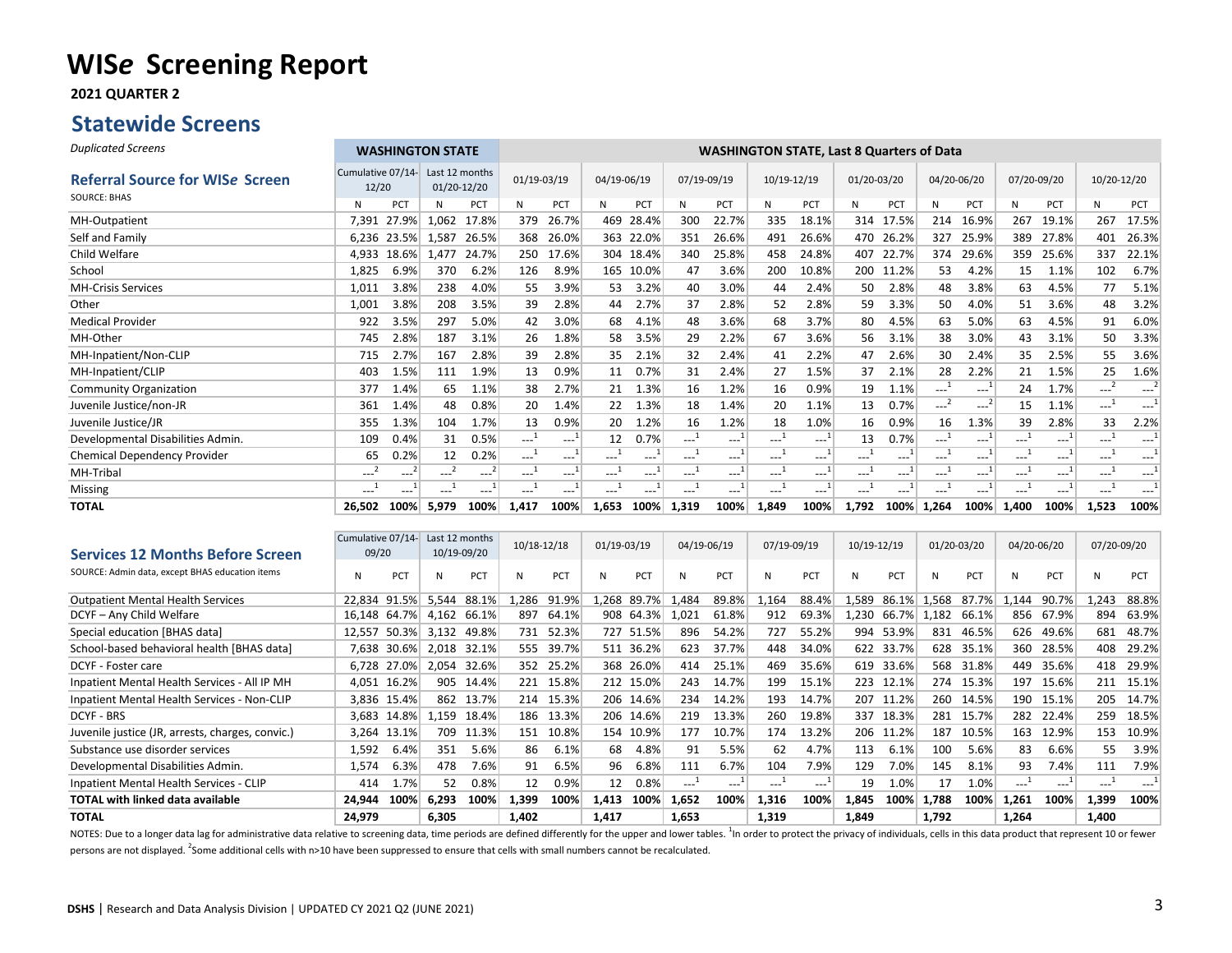# WIS*e* Screening Report

**2021 QUARTER 2**

## Statewide Screens

*Duplicated Screens*

### Referral Source for WIS*e* Screen

SOURCE: BHAS

| | WASHINGTON STATE | | | | WASHINGTON STATE, Last 8 Quarters of Data | | | | | | | | | | | | | | | |
|---|---|---|---|---|---|---|---|---|---|---|---|---|---|---|---|---|---|---|---|---|
| | Cumulative 07/14-12/20 | | Last 12 months 01/20-12/20 | | 01/19-03/19 | | 04/19-06/19 | | 07/19-09/19 | | 10/19-12/19 | | 01/20-03/20 | | 04/20-06/20 | | 07/20-09/20 | | 10/20-12/20 | |
| | N | PCT | N | PCT | N | PCT | N | PCT | N | PCT | N | PCT | N | PCT | N | PCT | N | PCT | N | PCT |
| MH-Outpatient | 7,391 | 27.9% | 1,062 | 17.8% | 379 | 26.7% | 469 | 28.4% | 300 | 22.7% | 335 | 18.1% | 314 | 17.5% | 214 | 16.9% | 267 | 19.1% | 267 | 17.5% |
| Self and Family | 6,236 | 23.5% | 1,587 | 26.5% | 368 | 26.0% | 363 | 22.0% | 351 | 26.6% | 491 | 26.6% | 470 | 26.2% | 327 | 25.9% | 389 | 27.8% | 401 | 26.3% |
| Child Welfare | 4,933 | 18.6% | 1,477 | 24.7% | 250 | 17.6% | 304 | 18.4% | 340 | 25.8% | 458 | 24.8% | 407 | 22.7% | 374 | 29.6% | 359 | 25.6% | 337 | 22.1% |
| School | 1,825 | 6.9% | 370 | 6.2% | 126 | 8.9% | 165 | 10.0% | 47 | 3.6% | 200 | 10.8% | 200 | 11.2% | 53 | 4.2% | 15 | 1.1% | 102 | 6.7% |
| MH-Crisis Services | 1,011 | 3.8% | 238 | 4.0% | 55 | 3.9% | 53 | 3.2% | 40 | 3.0% | 44 | 2.4% | 50 | 2.8% | 48 | 3.8% | 63 | 4.5% | 77 | 5.1% |
| Other | 1,001 | 3.8% | 208 | 3.5% | 39 | 2.8% | 44 | 2.7% | 37 | 2.8% | 52 | 2.8% | 59 | 3.3% | 50 | 4.0% | 51 | 3.6% | 48 | 3.2% |
| Medical Provider | 922 | 3.5% | 297 | 5.0% | 42 | 3.0% | 68 | 4.1% | 48 | 3.6% | 68 | 3.7% | 80 | 4.5% | 63 | 5.0% | 63 | 4.5% | 91 | 6.0% |
| MH-Other | 745 | 2.8% | 187 | 3.1% | 26 | 1.8% | 58 | 3.5% | 29 | 2.2% | 67 | 3.6% | 56 | 3.1% | 38 | 3.0% | 43 | 3.1% | 50 | 3.3% |
| MH-Inpatient/Non-CLIP | 715 | 2.7% | 167 | 2.8% | 39 | 2.8% | 35 | 2.1% | 32 | 2.4% | 41 | 2.2% | 47 | 2.6% | 30 | 2.4% | 35 | 2.5% | 55 | 3.6% |
| MH-Inpatient/CLIP | 403 | 1.5% | 111 | 1.9% | 13 | 0.9% | 11 | 0.7% | 31 | 2.4% | 27 | 1.5% | 37 | 2.1% | 28 | 2.2% | 21 | 1.5% | 25 | 1.6% |
| Community Organization | 377 | 1.4% | 65 | 1.1% | 38 | 2.7% | 21 | 1.3% | 16 | 1.2% | 16 | 0.9% | 19 | 1.1% | ---[1] | ---[1] | 24 | 1.7% | ---[2] | ---[2] |
| Juvenile Justice/non-JR | 361 | 1.4% | 48 | 0.8% | 20 | 1.4% | 22 | 1.3% | 18 | 1.4% | 20 | 1.1% | 13 | 0.7% | ---[2] | ---[2] | 15 | 1.1% | ---[1] | ---[1] |
| Juvenile Justice/JR | 355 | 1.3% | 104 | 1.7% | 13 | 0.9% | 20 | 1.2% | 16 | 1.2% | 18 | 1.0% | 16 | 0.9% | 16 | 1.3% | 39 | 2.8% | 33 | 2.2% |
| Developmental Disabilities Admin. | 109 | 0.4% | 31 | 0.5% | ---[1] | ---[1] | 12 | 0.7% | ---[1] | ---[1] | ---[1] | ---[1] | 13 | 0.7% | ---[1] | ---[1] | ---[1] | ---[1] | ---[1] | ---[1] |
| Chemical Dependency Provider | 65 | 0.2% | 12 | 0.2% | ---[1] | ---[1] | ---[1] | ---[1] | ---[1] | ---[1] | ---[1] | ---[1] | ---[1] | ---[1] | ---[1] | ---[1] | ---[1] | ---[1] | ---[1] | ---[1] |
| MH-Tribal | ---[2] | ---[2] | ---[2] | ---[2] | ---[1] | ---[1] | ---[1] | ---[1] | ---[1] | ---[1] | ---[1] | ---[1] | ---[1] | ---[1] | ---[1] | ---[1] | ---[1] | ---[1] | ---[1] | ---[1] |
| Missing | ---[1] | ---[1] | ---[1] | ---[1] | ---[1] | ---[1] | ---[1] | ---[1] | ---[1] | ---[1] | ---[1] | ---[1] | ---[1] | ---[1] | ---[1] | ---[1] | ---[1] | ---[1] | ---[1] | ---[1] |
| **TOTAL** | **26,502** | **100%** | **5,979** | **100%** | **1,417** | **100%** | **1,653** | **100%** | **1,319** | **100%** | **1,849** | **100%** | **1,792** | **100%** | **1,264** | **100%** | **1,400** | **100%** | **1,523** | **100%** |

### Services 12 Months Before Screen

SOURCE: Admin data, except BHAS education items

| | Cumulative 07/14-09/20 | | Last 12 months 10/19-09/20 | | 10/18-12/18 | | 01/19-03/19 | | 04/19-06/19 | | 07/19-09/19 | | 10/19-12/19 | | 01/20-03/20 | | 04/20-06/20 | | 07/20-09/20 | |
|---|---|---|---|---|---|---|---|---|---|---|---|---|---|---|---|---|---|---|---|---|
| | N | PCT | N | PCT | N | PCT | N | PCT | N | PCT | N | PCT | N | PCT | N | PCT | N | PCT | N | PCT |
| Outpatient Mental Health Services | 22,834 | 91.5% | 5,544 | 88.1% | 1,286 | 91.9% | 1,268 | 89.7% | 1,484 | 89.8% | 1,164 | 88.4% | 1,589 | 86.1% | 1,568 | 87.7% | 1,144 | 90.7% | 1,243 | 88.8% |
| DCYF – Any Child Welfare | 16,148 | 64.7% | 4,162 | 66.1% | 897 | 64.1% | 908 | 64.3% | 1,021 | 61.8% | 912 | 69.3% | 1,230 | 66.7% | 1,182 | 66.1% | 856 | 67.9% | 894 | 63.9% |
| Special education [BHAS data] | 12,557 | 50.3% | 3,132 | 49.8% | 731 | 52.3% | 727 | 51.5% | 896 | 54.2% | 727 | 55.2% | 994 | 53.9% | 831 | 46.5% | 626 | 49.6% | 681 | 48.7% |
| School-based behavioral health [BHAS data] | 7,638 | 30.6% | 2,018 | 32.1% | 555 | 39.7% | 511 | 36.2% | 623 | 37.7% | 448 | 34.0% | 622 | 33.7% | 628 | 35.1% | 360 | 28.5% | 408 | 29.2% |
| DCYF - Foster care | 6,728 | 27.0% | 2,054 | 32.6% | 352 | 25.2% | 368 | 26.0% | 414 | 25.1% | 469 | 35.6% | 619 | 33.6% | 568 | 31.8% | 449 | 35.6% | 418 | 29.9% |
| Inpatient Mental Health Services - All IP MH | 4,051 | 16.2% | 905 | 14.4% | 221 | 15.8% | 212 | 15.0% | 243 | 14.7% | 199 | 15.1% | 223 | 12.1% | 274 | 15.3% | 197 | 15.6% | 211 | 15.1% |
| Inpatient Mental Health Services - Non-CLIP | 3,836 | 15.4% | 862 | 13.7% | 214 | 15.3% | 206 | 14.6% | 234 | 14.2% | 193 | 14.7% | 207 | 11.2% | 260 | 14.5% | 190 | 15.1% | 205 | 14.7% |
| DCYF - BRS | 3,683 | 14.8% | 1,159 | 18.4% | 186 | 13.3% | 206 | 14.6% | 219 | 13.3% | 260 | 19.8% | 337 | 18.3% | 281 | 15.7% | 282 | 22.4% | 259 | 18.5% |
| Juvenile justice (JR, arrests, charges, convic.) | 3,264 | 13.1% | 709 | 11.3% | 151 | 10.8% | 154 | 10.9% | 177 | 10.7% | 174 | 13.2% | 206 | 11.2% | 187 | 10.5% | 163 | 12.9% | 153 | 10.9% |
| Substance use disorder services | 1,592 | 6.4% | 351 | 5.6% | 86 | 6.1% | 68 | 4.8% | 91 | 5.5% | 62 | 4.7% | 113 | 6.1% | 100 | 5.6% | 83 | 6.6% | 55 | 3.9% |
| Developmental Disabilities Admin. | 1,574 | 6.3% | 478 | 7.6% | 91 | 6.5% | 96 | 6.8% | 111 | 6.7% | 104 | 7.9% | 129 | 7.0% | 145 | 8.1% | 93 | 7.4% | 111 | 7.9% |
| Inpatient Mental Health Services - CLIP | 414 | 1.7% | 52 | 0.8% | 12 | 0.9% | 12 | 0.8% | ---[1] | ---[1] | ---[1] | ---[1] | 19 | 1.0% | 17 | 1.0% | ---[1] | ---[1] | ---[1] | ---[1] |
| **TOTAL with linked data available** | **24,944** | **100%** | **6,293** | **100%** | **1,399** | **100%** | **1,413** | **100%** | **1,652** | **100%** | **1,316** | **100%** | **1,845** | **100%** | **1,788** | **100%** | **1,261** | **100%** | **1,399** | **100%** |
| **TOTAL** | **24,979** | | **6,305** | | **1,402** | | **1,417** | | **1,653** | | **1,319** | | **1,849** | | **1,792** | | **1,264** | | **1,400** | |

NOTES: Due to a longer data lag for administrative data relative to screening data, time periods are defined differently for the upper and lower tables. [1]In order to protect the privacy of individuals, cells in this data product that represent 10 or fewer persons are not displayed. [2]Some additional cells with n>10 have been suppressed to ensure that cells with small numbers cannot be recalculated.

**DSHS** | Research and Data Analysis Division | UPDATED CY 2021 Q2 (JUNE 2021)